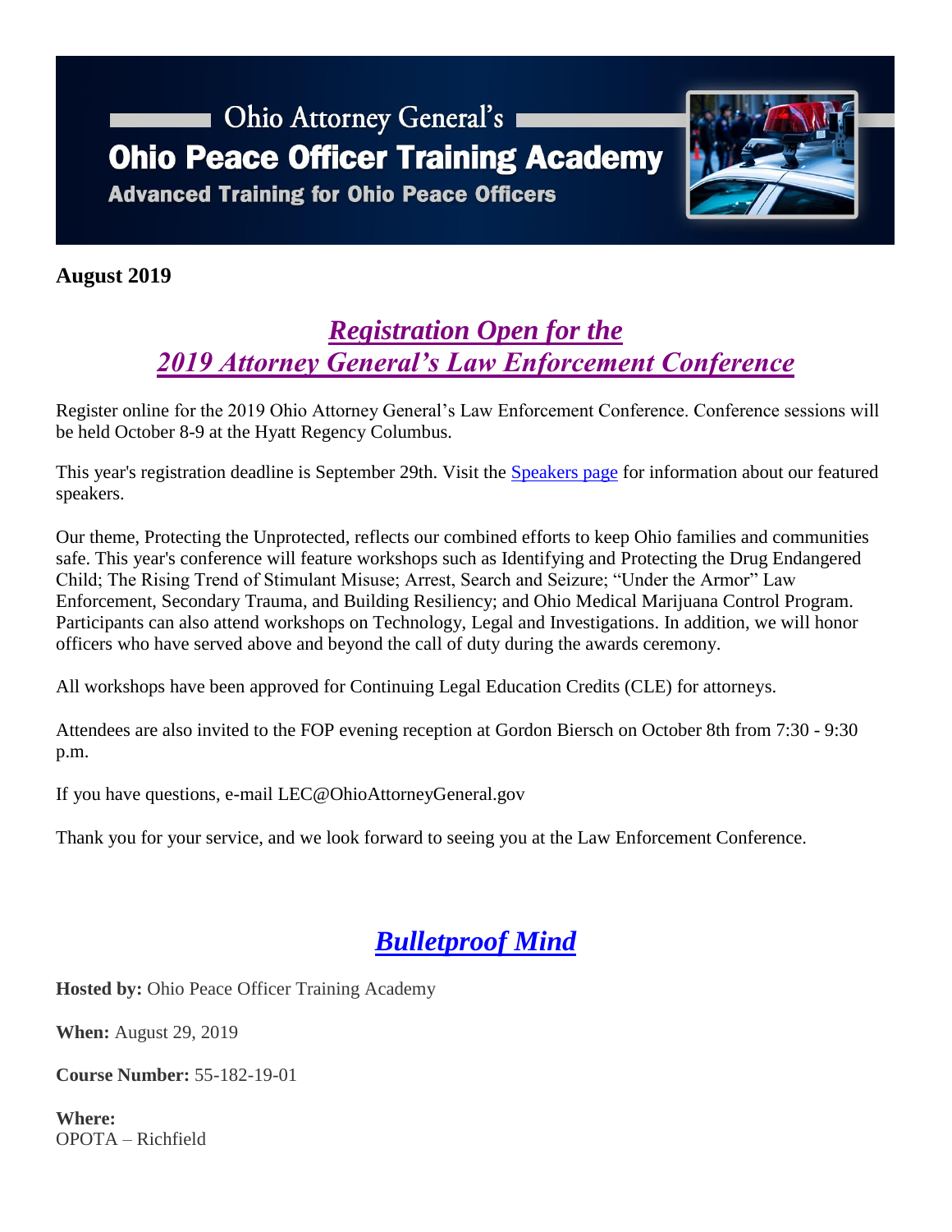# Ohio Attorney General's
# Ohio Peace Officer Training Academy
## Advanced Training for Ohio Peace Officers

**August 2019**

## *Registration Open for the 2019 Attorney General's Law Enforcement Conference*

Register online for the 2019 Ohio Attorney General's Law Enforcement Conference. Conference sessions will be held October 8-9 at the Hyatt Regency Columbus.

This year's registration deadline is September 29th. Visit the Speakers page for information about our featured speakers.

Our theme, Protecting the Unprotected, reflects our combined efforts to keep Ohio families and communities safe. This year's conference will feature workshops such as Identifying and Protecting the Drug Endangered Child; The Rising Trend of Stimulant Misuse; Arrest, Search and Seizure; "Under the Armor" Law Enforcement, Secondary Trauma, and Building Resiliency; and Ohio Medical Marijuana Control Program. Participants can also attend workshops on Technology, Legal and Investigations. In addition, we will honor officers who have served above and beyond the call of duty during the awards ceremony.

All workshops have been approved for Continuing Legal Education Credits (CLE) for attorneys.

Attendees are also invited to the FOP evening reception at Gordon Biersch on October 8th from 7:30 - 9:30 p.m.

If you have questions, e-mail LEC@OhioAttorneyGeneral.gov

Thank you for your service, and we look forward to seeing you at the Law Enforcement Conference.

## *Bulletproof Mind*

**Hosted by:** Ohio Peace Officer Training Academy

**When:** August 29, 2019

**Course Number:** 55-182-19-01

**Where:**
OPOTA – Richfield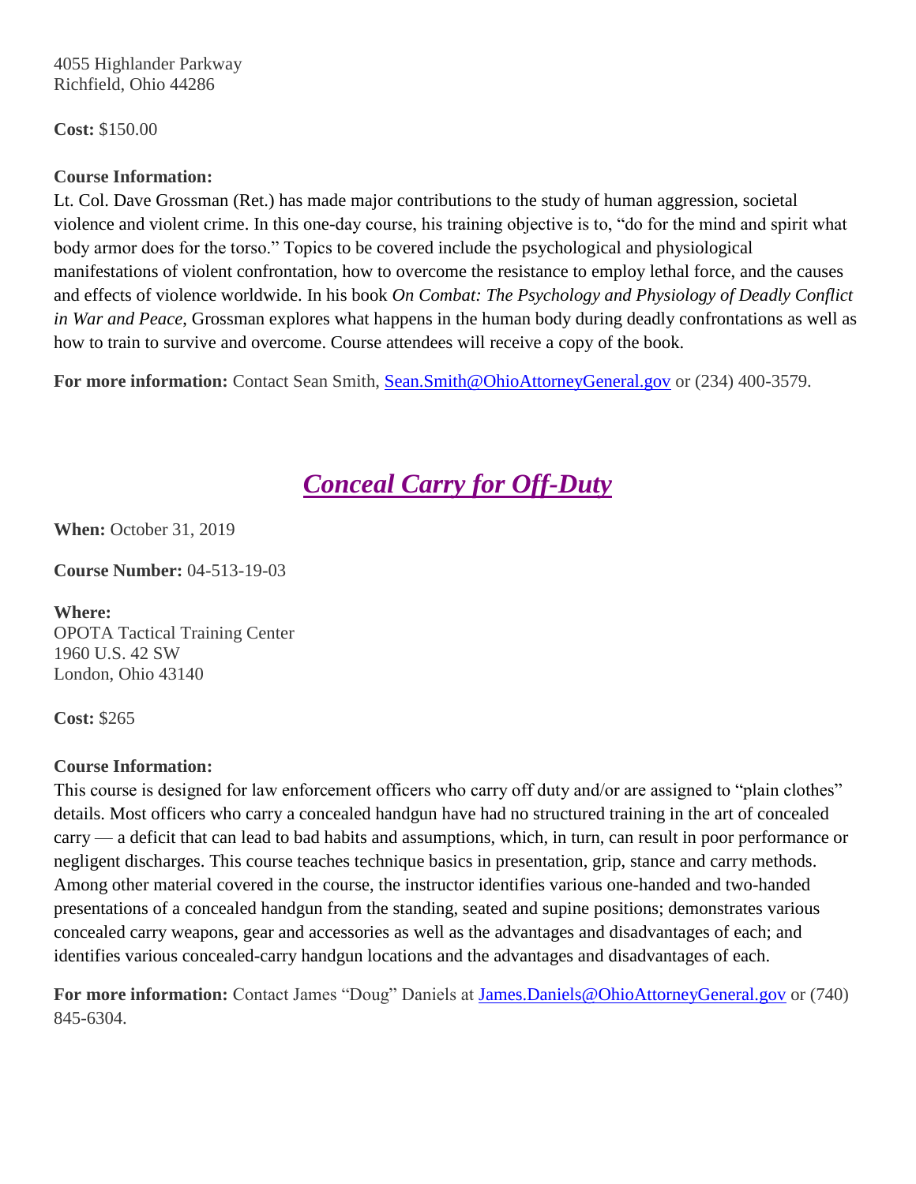4055 Highlander Parkway
Richfield, Ohio 44286

**Cost:** $150.00

**Course Information:**
Lt. Col. Dave Grossman (Ret.) has made major contributions to the study of human aggression, societal violence and violent crime. In this one-day course, his training objective is to, "do for the mind and spirit what body armor does for the torso." Topics to be covered include the psychological and physiological manifestations of violent confrontation, how to overcome the resistance to employ lethal force, and the causes and effects of violence worldwide. In his book *On Combat: The Psychology and Physiology of Deadly Conflict in War and Peace*, Grossman explores what happens in the human body during deadly confrontations as well as how to train to survive and overcome. Course attendees will receive a copy of the book.

**For more information:** Contact Sean Smith, Sean.Smith@OhioAttorneyGeneral.gov or (234) 400-3579.

## *Conceal Carry for Off-Duty*

**When:** October 31, 2019

**Course Number:** 04-513-19-03

**Where:**
OPOTA Tactical Training Center
1960 U.S. 42 SW
London, Ohio 43140

**Cost:** $265

**Course Information:**
This course is designed for law enforcement officers who carry off duty and/or are assigned to "plain clothes" details. Most officers who carry a concealed handgun have had no structured training in the art of concealed carry — a deficit that can lead to bad habits and assumptions, which, in turn, can result in poor performance or negligent discharges. This course teaches technique basics in presentation, grip, stance and carry methods. Among other material covered in the course, the instructor identifies various one-handed and two-handed presentations of a concealed handgun from the standing, seated and supine positions; demonstrates various concealed carry weapons, gear and accessories as well as the advantages and disadvantages of each; and identifies various concealed-carry handgun locations and the advantages and disadvantages of each.

**For more information:** Contact James "Doug" Daniels at James.Daniels@OhioAttorneyGeneral.gov or (740) 845-6304.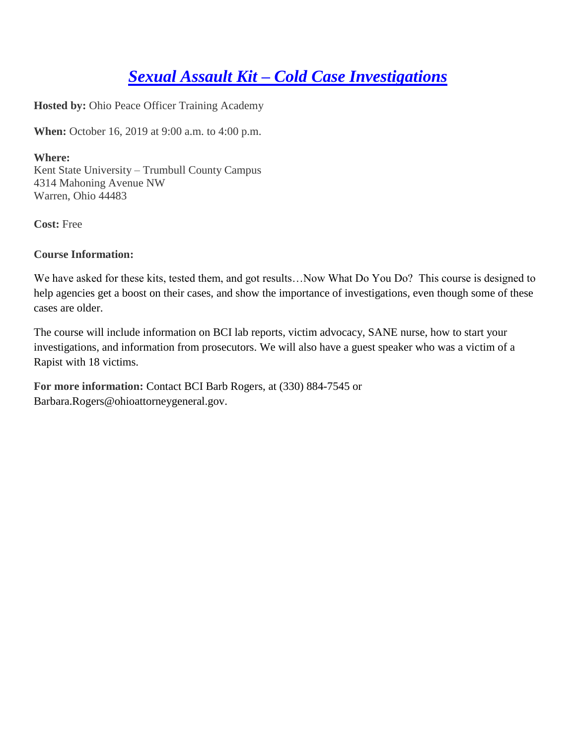# ***[Sexual Assault Kit – Cold Case Investigations]***

**Hosted by:** Ohio Peace Officer Training Academy

**When:** October 16, 2019 at 9:00 a.m. to 4:00 p.m.

**Where:**
Kent State University – Trumbull County Campus
4314 Mahoning Avenue NW
Warren, Ohio 44483

**Cost:** Free

**Course Information:**

We have asked for these kits, tested them, and got results…Now What Do You Do? This course is designed to help agencies get a boost on their cases, and show the importance of investigations, even though some of these cases are older.

The course will include information on BCI lab reports, victim advocacy, SANE nurse, how to start your investigations, and information from prosecutors. We will also have a guest speaker who was a victim of a Rapist with 18 victims.

**For more information:** Contact BCI Barb Rogers, at (330) 884-7545 or Barbara.Rogers@ohioattorneygeneral.gov.